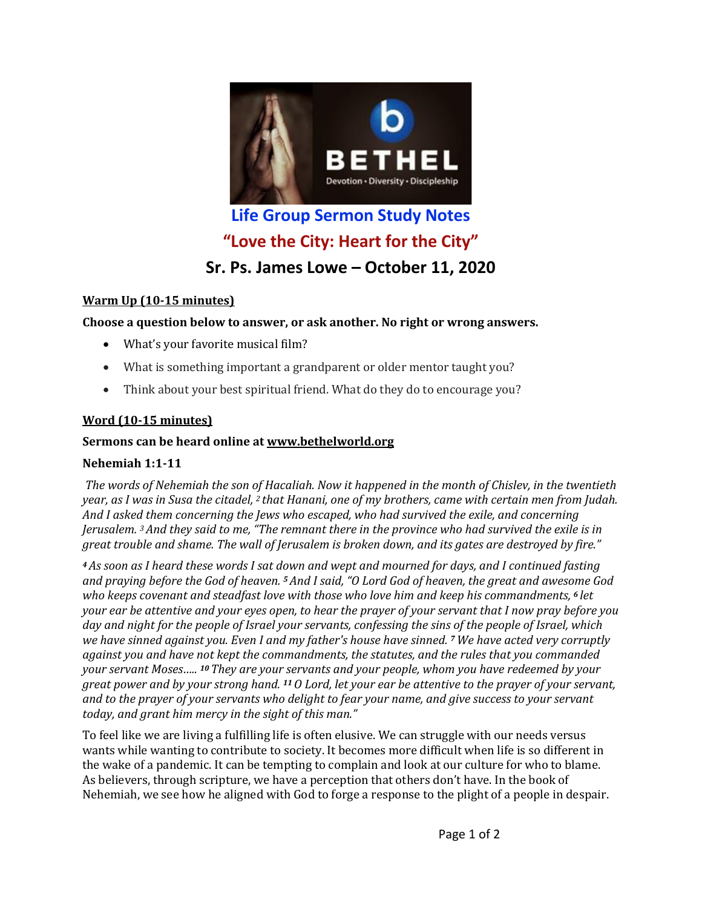# Life Group Sermon Study Notes

## "Love the City: Heart for the City"

## Sr. Ps. James Lowe – October 11, 2020

**Warm Up (10-15 minutes)**

**Choose a question below to answer, or ask another. No right or wrong answers.**

- What's your favorite musical film?
- What is something important a grandparent or older mentor taught you?
- Think about your best spiritual friend. What do they do to encourage you?

**Word (10-15 minutes)**

**Sermons can be heard online at www.bethelworld.org**

**Nehemiah 1:1-11**

*The words of Nehemiah the son of Hacaliah. Now it happened in the month of Chislev, in the twentieth year, as I was in Susa the citadel, [2] that Hanani, one of my brothers, came with certain men from Judah. And I asked them concerning the Jews who escaped, who had survived the exile, and concerning Jerusalem. [3] And they said to me, "The remnant there in the province who had survived the exile is in great trouble and shame. The wall of Jerusalem is broken down, and its gates are destroyed by fire."*

*[4] As soon as I heard these words I sat down and wept and mourned for days, and I continued fasting and praying before the God of heaven. [5] And I said, "O Lord God of heaven, the great and awesome God who keeps covenant and steadfast love with those who love him and keep his commandments, [6] let your ear be attentive and your eyes open, to hear the prayer of your servant that I now pray before you day and night for the people of Israel your servants, confessing the sins of the people of Israel, which we have sinned against you. Even I and my father's house have sinned. [7] We have acted very corruptly against you and have not kept the commandments, the statutes, and the rules that you commanded your servant Moses….. [10] They are your servants and your people, whom you have redeemed by your great power and by your strong hand. [11] O Lord, let your ear be attentive to the prayer of your servant, and to the prayer of your servants who delight to fear your name, and give success to your servant today, and grant him mercy in the sight of this man."*

To feel like we are living a fulfilling life is often elusive. We can struggle with our needs versus wants while wanting to contribute to society. It becomes more difficult when life is so different in the wake of a pandemic. It can be tempting to complain and look at our culture for who to blame. As believers, through scripture, we have a perception that others don't have. In the book of Nehemiah, we see how he aligned with God to forge a response to the plight of a people in despair.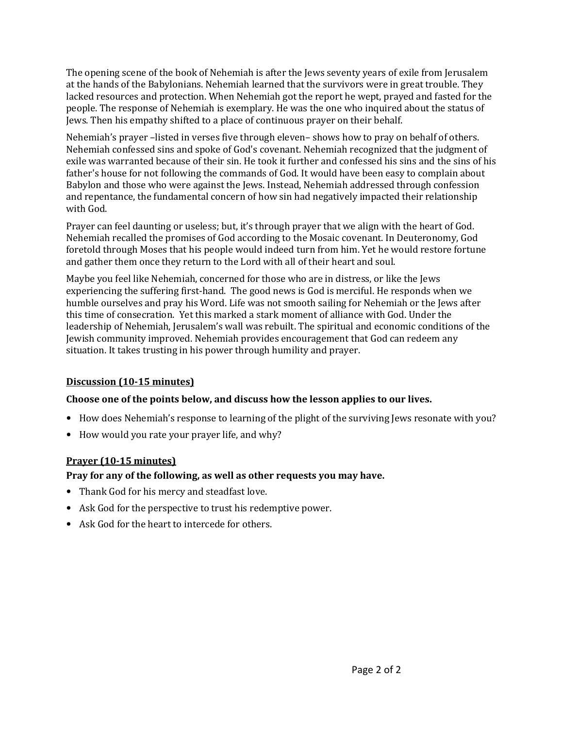The opening scene of the book of Nehemiah is after the Jews seventy years of exile from Jerusalem at the hands of the Babylonians. Nehemiah learned that the survivors were in great trouble. They lacked resources and protection. When Nehemiah got the report he wept, prayed and fasted for the people. The response of Nehemiah is exemplary. He was the one who inquired about the status of Jews. Then his empathy shifted to a place of continuous prayer on their behalf.

Nehemiah's prayer –listed in verses five through eleven– shows how to pray on behalf of others. Nehemiah confessed sins and spoke of God's covenant. Nehemiah recognized that the judgment of exile was warranted because of their sin. He took it further and confessed his sins and the sins of his father's house for not following the commands of God. It would have been easy to complain about Babylon and those who were against the Jews. Instead, Nehemiah addressed through confession and repentance, the fundamental concern of how sin had negatively impacted their relationship with God.

Prayer can feel daunting or useless; but, it's through prayer that we align with the heart of God. Nehemiah recalled the promises of God according to the Mosaic covenant. In Deuteronomy, God foretold through Moses that his people would indeed turn from him. Yet he would restore fortune and gather them once they return to the Lord with all of their heart and soul.

Maybe you feel like Nehemiah, concerned for those who are in distress, or like the Jews experiencing the suffering first-hand. The good news is God is merciful. He responds when we humble ourselves and pray his Word. Life was not smooth sailing for Nehemiah or the Jews after this time of consecration. Yet this marked a stark moment of alliance with God. Under the leadership of Nehemiah, Jerusalem's wall was rebuilt. The spiritual and economic conditions of the Jewish community improved. Nehemiah provides encouragement that God can redeem any situation. It takes trusting in his power through humility and prayer.

## Discussion (10-15 minutes)

**Choose one of the points below, and discuss how the lesson applies to our lives.**

- How does Nehemiah's response to learning of the plight of the surviving Jews resonate with you?
- How would you rate your prayer life, and why?

## Prayer (10-15 minutes)

**Pray for any of the following, as well as other requests you may have.**

- Thank God for his mercy and steadfast love.
- Ask God for the perspective to trust his redemptive power.
- Ask God for the heart to intercede for others.